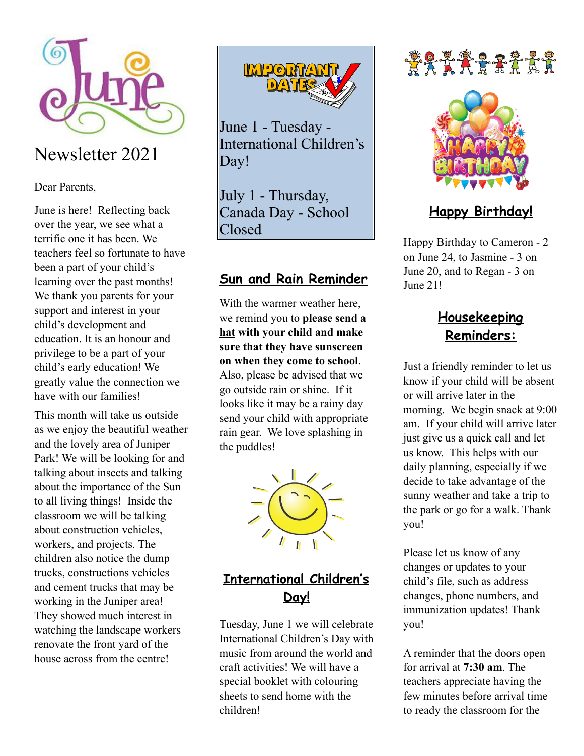# June

## Newsletter 2021

Dear Parents,

June is here! Reflecting back over the year, we see what a terrific one it has been. We teachers feel so fortunate to have been a part of your child's learning over the past months! We thank you parents for your support and interest in your child's development and education. It is an honour and privilege to be a part of your child's early education! We greatly value the connection we have with our families!

This month will take us outside as we enjoy the beautiful weather and the lovely area of Juniper Park! We will be looking for and talking about insects and talking about the importance of the Sun to all living things! Inside the classroom we will be talking about construction vehicles, workers, and projects. The children also notice the dump trucks, constructions vehicles and cement trucks that may be working in the Juniper area! They showed much interest in watching the landscape workers renovate the front yard of the house across from the centre!

## IMPORTANT DATES

June 1 - Tuesday - International Children's Day!

July 1 - Thursday, Canada Day - School Closed

## Sun and Rain Reminder

With the warmer weather here, we remind you to **please send a hat with your child and make sure that they have sunscreen on when they come to school**. Also, please be advised that we go outside rain or shine. If it looks like it may be a rainy day send your child with appropriate rain gear. We love splashing in the puddles!

## International Children's Day!

Tuesday, June 1 we will celebrate International Children's Day with music from around the world and craft activities! We will have a special booklet with colouring sheets to send home with the children!

## Happy Birthday!

Happy Birthday to Cameron - 2 on June 24, to Jasmine - 3 on June 20, and to Regan - 3 on June 21!

## Housekeeping Reminders:

Just a friendly reminder to let us know if your child will be absent or will arrive later in the morning. We begin snack at 9:00 am. If your child will arrive later just give us a quick call and let us know. This helps with our daily planning, especially if we decide to take advantage of the sunny weather and take a trip to the park or go for a walk. Thank you!

Please let us know of any changes or updates to your child's file, such as address changes, phone numbers, and immunization updates! Thank you!

A reminder that the doors open for arrival at **7:30 am**. The teachers appreciate having the few minutes before arrival time to ready the classroom for the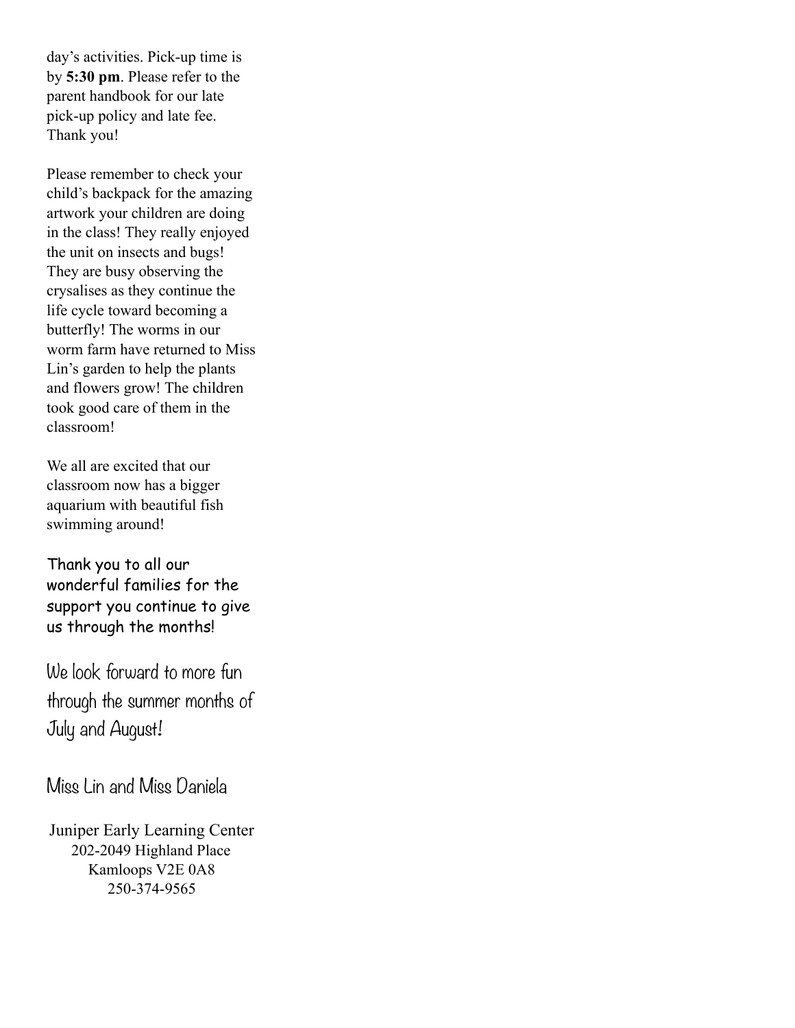day's activities. Pick-up time is by **5:30 pm**. Please refer to the parent handbook for our late pick-up policy and late fee. Thank you!

Please remember to check your child's backpack for the amazing artwork your children are doing in the class! They really enjoyed the unit on insects and bugs! They are busy observing the crysalises as they continue the life cycle toward becoming a butterfly! The worms in our worm farm have returned to Miss Lin's garden to help the plants and flowers grow! The children took good care of them in the classroom!

We all are excited that our classroom now has a bigger aquarium with beautiful fish swimming around!

Thank you to all our wonderful families for the support you continue to give us through the months!

We look forward to more fun through the summer months of July and August!

Miss Lin and Miss Daniela

Juniper Early Learning Center
202-2049 Highland Place
Kamloops V2E 0A8
250-374-9565